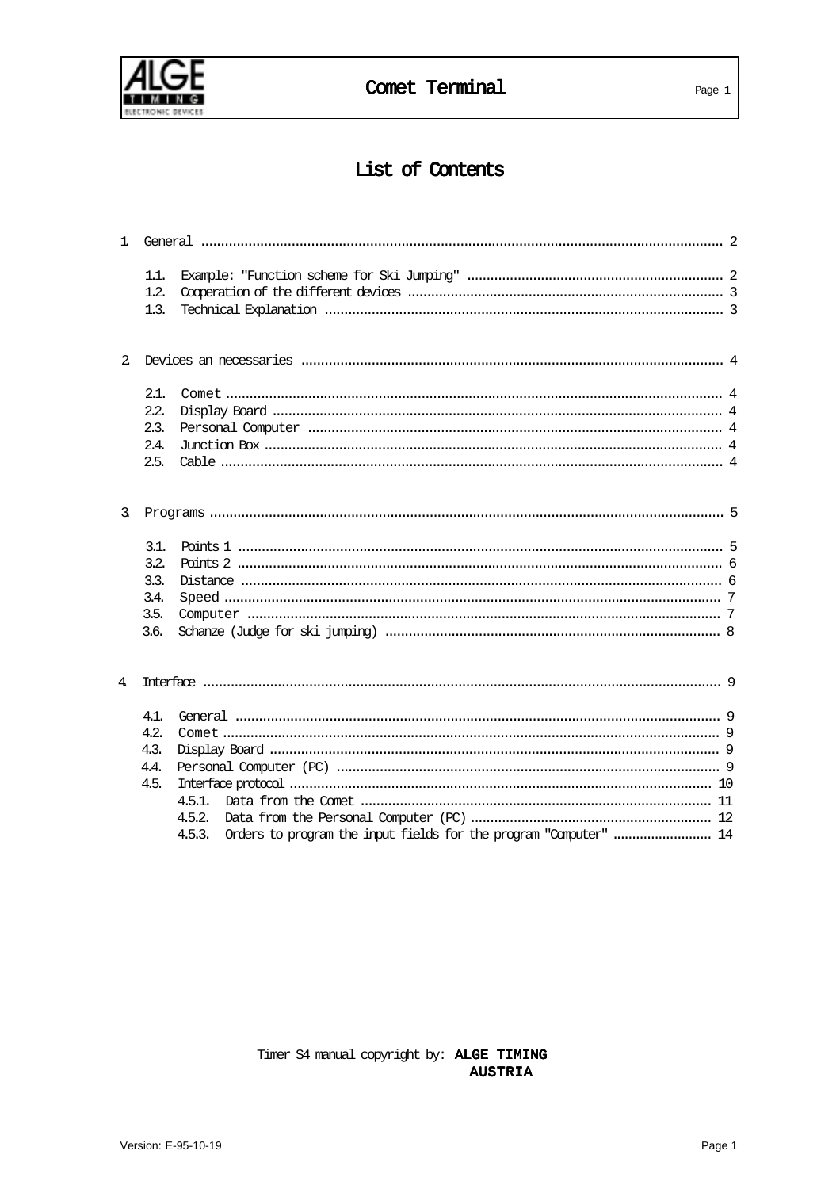# List of Contents

1. General ........................................................................................................ 2
   - 1.1. Example: "Function scheme for Ski Jumping" ........................................ 2
   - 1.2. Cooperation of the different devices ..................................................... 3
   - 1.3. Technical Explanation .......................................................................... 3

2. Devices an necessaries .................................................................................. 4
   - 2.1. Comet .................................................................................................. 4
   - 2.2. Display Board ...................................................................................... 4
   - 2.3. Personal Computer .............................................................................. 4
   - 2.4. Junction Box ......................................................................................... 4
   - 2.5. Cable .................................................................................................... 4

3. Programs ...................................................................................................... 5
   - 3.1. Points 1 ................................................................................................ 5
   - 3.2. Points 2 ................................................................................................ 6
   - 3.3. Distance ............................................................................................... 6
   - 3.4. Speed ................................................................................................... 7
   - 3.5. Computer ............................................................................................. 7
   - 3.6. Schanze (Judge for ski jumping) ........................................................... 8

4. Interface ....................................................................................................... 9
   - 4.1. General ................................................................................................ 9
   - 4.2. Comet .................................................................................................. 9
   - 4.3. Display Board ....................................................................................... 9
   - 4.4. Personal Computer (PC) ....................................................................... 9
   - 4.5. Interface protocol ............................................................................... 10
     - 4.5.1. Data from the Comet .................................................................... 11
     - 4.5.2. Data from the Personal Computer (PC) .......................................... 12
     - 4.5.3. Orders to program the input fields for the program "Computer" ........ 14

Timer S4 manual copyright by: **ALGE TIMING AUSTRIA**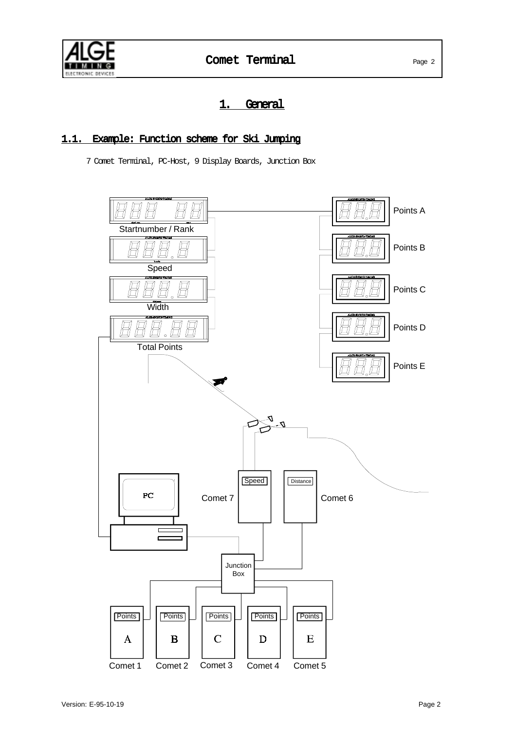# 1. General

## 1.1. Example: Function scheme for Ski Jumping

7 Comet Terminal, PC-Host, 9 Display Boards, Junction Box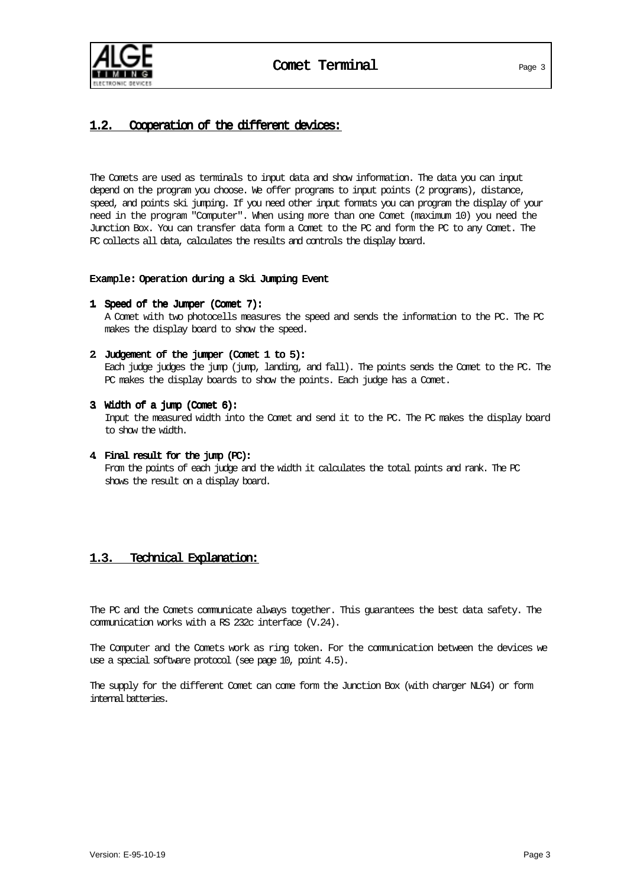## 1.2. Cooperation of the different devices:

The Comets are used as terminals to input data and show information. The data you can input depend on the program you choose. We offer programs to input points (2 programs), distance, speed, and points ski jumping. If you need other input formats you can program the display of your need in the program "Computer". When using more than one Comet (maximum 10) you need the Junction Box. You can transfer data form a Comet to the PC and form the PC to any Comet. The PC collects all data, calculates the results and controls the display board.

**Example: Operation during a Ski Jumping Event**

1. **Speed of the Jumper (Comet 7):**
   A Comet with two photocells measures the speed and sends the information to the PC. The PC makes the display board to show the speed.

2. **Judgement of the jumper (Comet 1 to 5):**
   Each judge judges the jump (jump, landing, and fall). The points sends the Comet to the PC. The PC makes the display boards to show the points. Each judge has a Comet.

3. **Width of a jump (Comet 6):**
   Input the measured width into the Comet and send it to the PC. The PC makes the display board to show the width.

4. **Final result for the jump (PC):**
   From the points of each judge and the width it calculates the total points and rank. The PC shows the result on a display board.

## 1.3. Technical Explanation:

The PC and the Comets communicate always together. This guarantees the best data safety. The communication works with a RS 232c interface (V.24).

The Computer and the Comets work as ring token. For the communication between the devices we use a special software protocol (see page 10, point 4.5).

The supply for the different Comet can come form the Junction Box (with charger NLG4) or form internal batteries.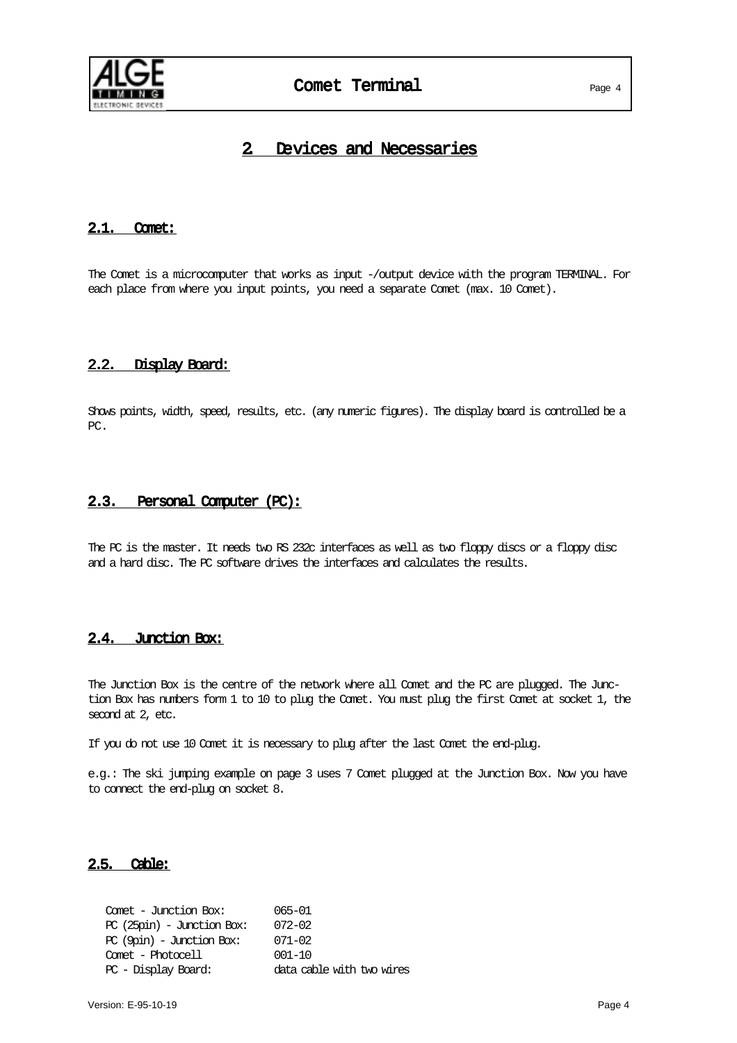# 2. Devices and Necessaries

## 2.1. Comet:

The Comet is a microcomputer that works as input -/output device with the program TERMINAL. For each place from where you input points, you need a separate Comet (max. 10 Comet).

## 2.2. Display Board:

Shows points, width, speed, results, etc. (any numeric figures). The display board is controlled be a PC.

## 2.3. Personal Computer (PC):

The PC is the master. It needs two RS 232c interfaces as well as two floppy discs or a floppy disc and a hard disc. The PC software drives the interfaces and calculates the results.

## 2.4. Junction Box:

The Junction Box is the centre of the network where all Comet and the PC are plugged. The Junction Box has numbers form 1 to 10 to plug the Comet. You must plug the first Comet at socket 1, the second at 2, etc.

If you do not use 10 Comet it is necessary to plug after the last Comet the end-plug.

e.g.: The ski jumping example on page 3 uses 7 Comet plugged at the Junction Box. Now you have to connect the end-plug on socket 8.

## 2.5. Cable:

| | |
|---|---|
| Comet - Junction Box: | 065-01 |
| PC (25pin) - Junction Box: | 072-02 |
| PC (9pin) - Junction Box: | 071-02 |
| Comet - Photocell | 001-10 |
| PC - Display Board: | data cable with two wires |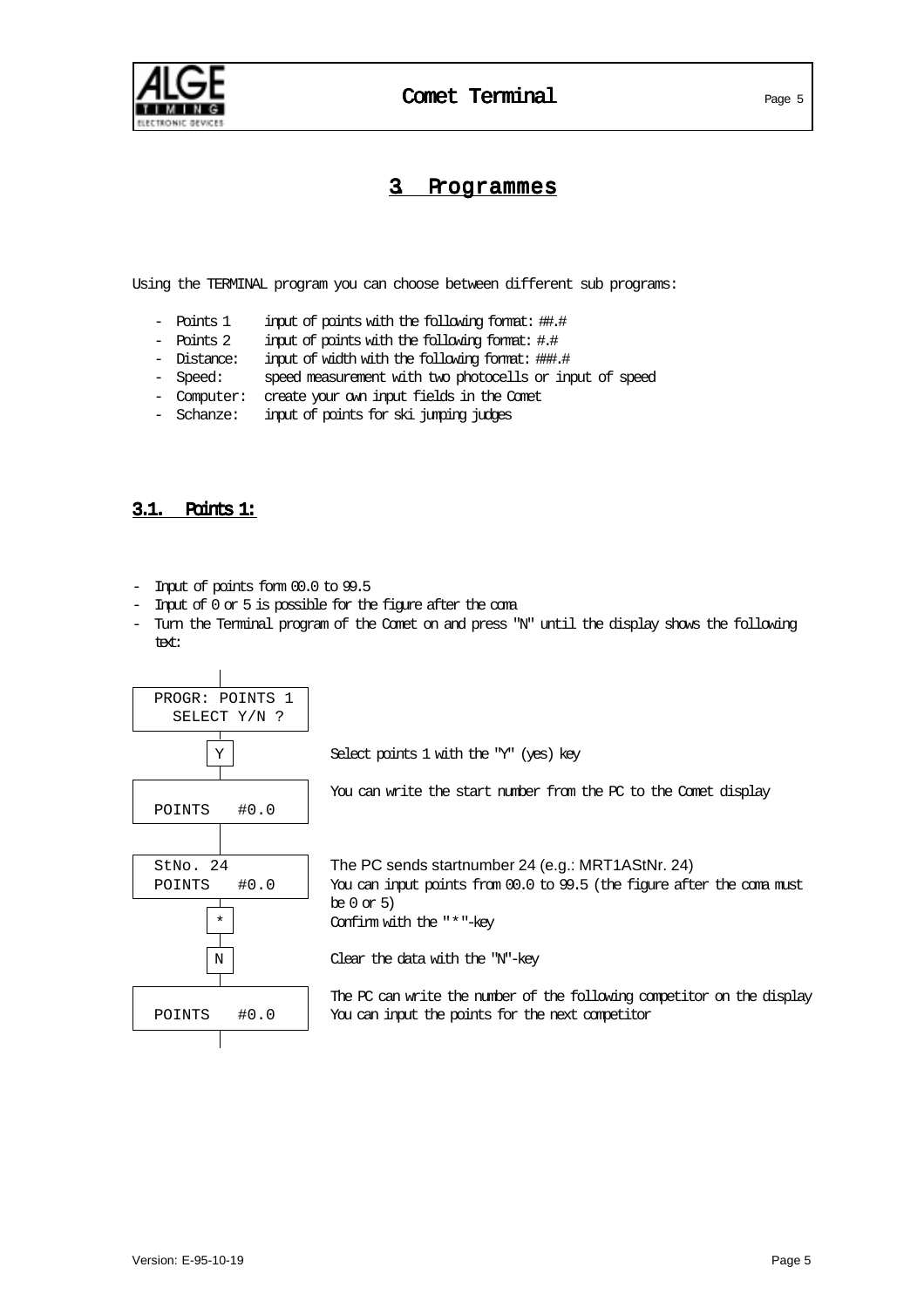# 3. Programmes

Using the TERMINAL program you can choose between different sub programs:

- Points 1 input of points with the following format: ##.#
- Points 2 input of points with the following format: #.#
- Distance: input of width with the following format: ###.#
- Speed: speed measurement with two photocells or input of speed
- Computer: create your own input fields in the Comet
- Schanze: input of points for ski jumping judges

## 3.1. Points 1:

- Input of points form 00.0 to 99.5
- Input of 0 or 5 is possible for the figure after the coma
- Turn the Terminal program of the Comet on and press "N" until the display shows the following text:

| Display / Key | Description |
|---|---|
| PROGR: POINTS 1<br>SELECT Y/N ? | |
| Y | Select points 1 with the "Y" (yes) key |
| POINTS #0.0 | You can write the start number from the PC to the Comet display |
| StNo. 24<br>POINTS #0.0 | The PC sends startnumber 24 (e.g.: MRT1AStNr. 24)<br>You can input points from 00.0 to 99.5 (the figure after the coma must be 0 or 5) |
| * | Confirm with the "*"-key |
| N | Clear the data with the "N"-key |
| POINTS #0.0 | The PC can write the number of the following competitor on the display<br>You can input the points for the next competitor |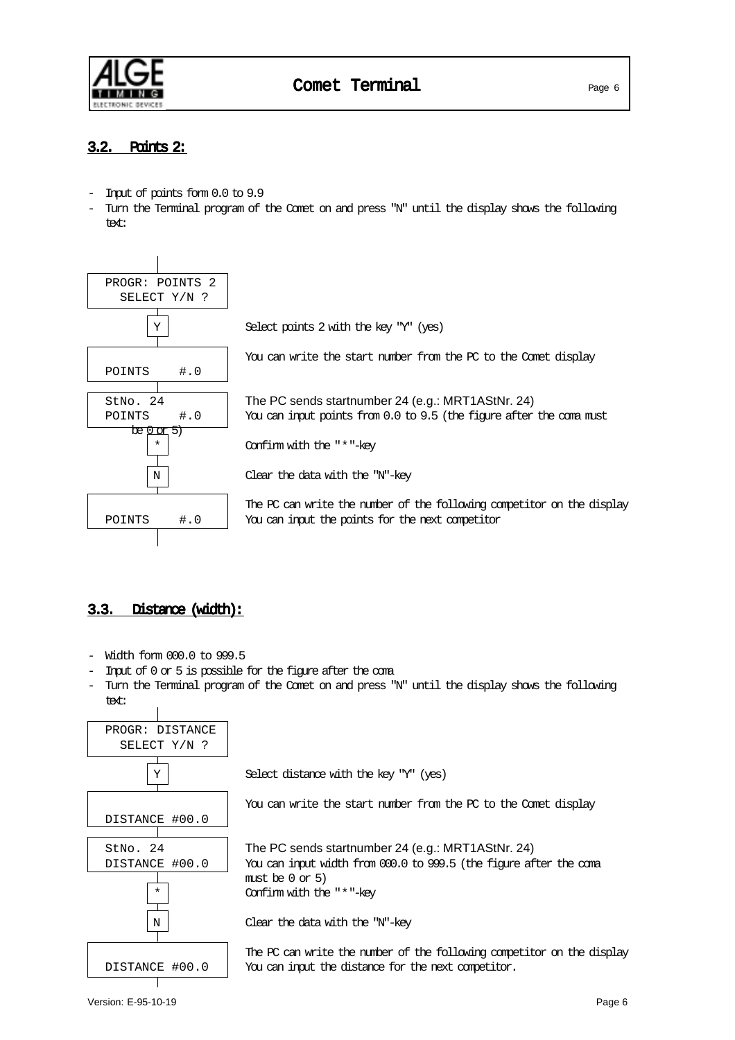## 3.2. Points 2:

- Input of points form 0.0 to 9.9
- Turn the Terminal program of the Comet on and press "N" until the display shows the following text:

| Display / Key | Description |
|---|---|
| PROGR: POINTS 2<br>SELECT Y/N ? | |
| Y | Select points 2 with the key "Y" (yes) |
| POINTS #.0 | You can write the start number from the PC to the Comet display |
| StNo. 24<br>POINTS #.0 | The PC sends startnumber 24 (e.g.: MRT1AStNr. 24)<br>You can input points from 0.0 to 9.5 (the figure after the coma must be 0 or 5) |
| * | Confirm with the "*"-key |
| N | Clear the data with the "N"-key |
| POINTS #.0 | The PC can write the number of the following competitor on the display<br>You can input the points for the next competitor |

## 3.3. Distance (width):

- Width form 000.0 to 999.5
- Input of 0 or 5 is possible for the figure after the coma
- Turn the Terminal program of the Comet on and press "N" until the display shows the following text:

| Display / Key | Description |
|---|---|
| PROGR: DISTANCE<br>SELECT Y/N ? | |
| Y | Select distance with the key "Y" (yes) |
| DISTANCE #00.0 | You can write the start number from the PC to the Comet display |
| StNo. 24<br>DISTANCE #00.0 | The PC sends startnumber 24 (e.g.: MRT1AStNr. 24)<br>You can input width from 000.0 to 999.5 (the figure after the coma must be 0 or 5) |
| * | Confirm with the "*"-key |
| N | Clear the data with the "N"-key |
| DISTANCE #00.0 | The PC can write the number of the following competitor on the display<br>You can input the distance for the next competitor. |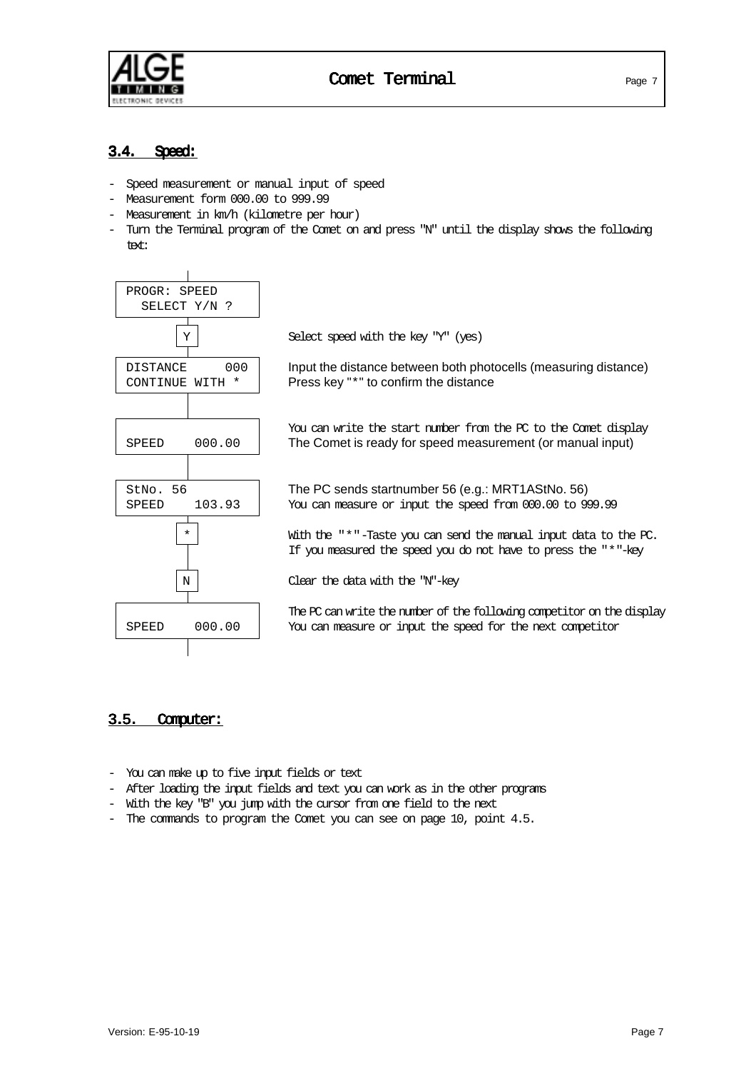## 3.4. Speed:

- Speed measurement or manual input of speed
- Measurement form 000.00 to 999.99
- Measurement in km/h (kilometre per hour)
- Turn the Terminal program of the Comet on and press "N" until the display shows the following text:

| Display / Key | Description |
|---|---|
| PROGR: SPEED<br>SELECT Y/N ? | |
| Y | Select speed with the key "Y" (yes) |
| DISTANCE 000<br>CONTINUE WITH * | Input the distance between both photocells (measuring distance)<br>Press key "*" to confirm the distance |
| SPEED 000.00 | You can write the start number from the PC to the Comet display<br>The Comet is ready for speed measurement (or manual input) |
| StNo. 56<br>SPEED 103.93 | The PC sends startnumber 56 (e.g.: MRT1AStNo. 56)<br>You can measure or input the speed from 000.00 to 999.99 |
| * | With the "*"-Taste you can send the manual input data to the PC.<br>If you measured the speed you do not have to press the "*"-key |
| N | Clear the data with the "N"-key |
| SPEED 000.00 | The PC can write the number of the following competitor on the display<br>You can measure or input the speed for the next competitor |

## 3.5. Computer:

- You can make up to five input fields or text
- After loading the input fields and text you can work as in the other programs
- With the key "B" you jump with the cursor from one field to the next
- The commands to program the Comet you can see on page 10, point 4.5.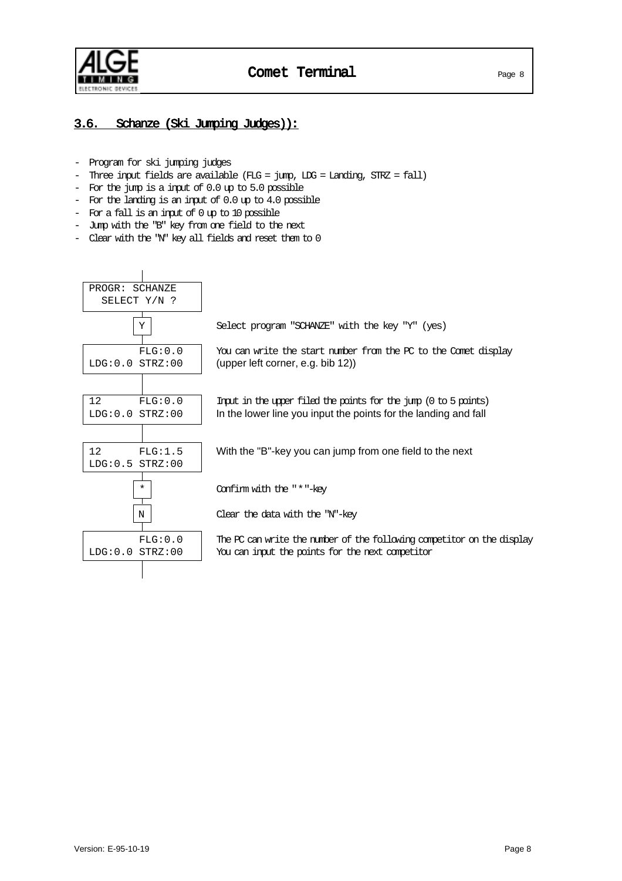## 3.6. Schanze (Ski Jumping Judges)):

- Program for ski jumping judges
- Three input fields are available (FLG = jump, LDG = Landing, STRZ = fall)
- For the jump is a input of 0.0 up to 5.0 possible
- For the landing is an input of 0.0 up to 4.0 possible
- For a fall is an input of 0 up to 10 possible
- Jump with the "B" key from one field to the next
- Clear with the "N" key all fields and reset them to 0

```
PROGR: SCHANZE
  SELECT Y/N ?
```

[Y] Select program "SCHANZE" with the key "Y" (yes)

```
        FLG:0.0
LDG:0.0 STRZ:00
```

You can write the start number from the PC to the Comet display (upper left corner, e.g. bib 12))

```
12      FLG:0.0
LDG:0.0 STRZ:00
```

Input in the upper filed the points for the jump (0 to 5 points)
In the lower line you input the points for the landing and fall

```
12      FLG:1.5
LDG:0.5 STRZ:00
```

With the "B"-key you can jump from one field to the next

[*] Confirm with the "*"-key

[N] Clear the data with the "N"-key

```
        FLG:0.0
LDG:0.0 STRZ:00
```

The PC can write the number of the following competitor on the display
You can input the points for the next competitor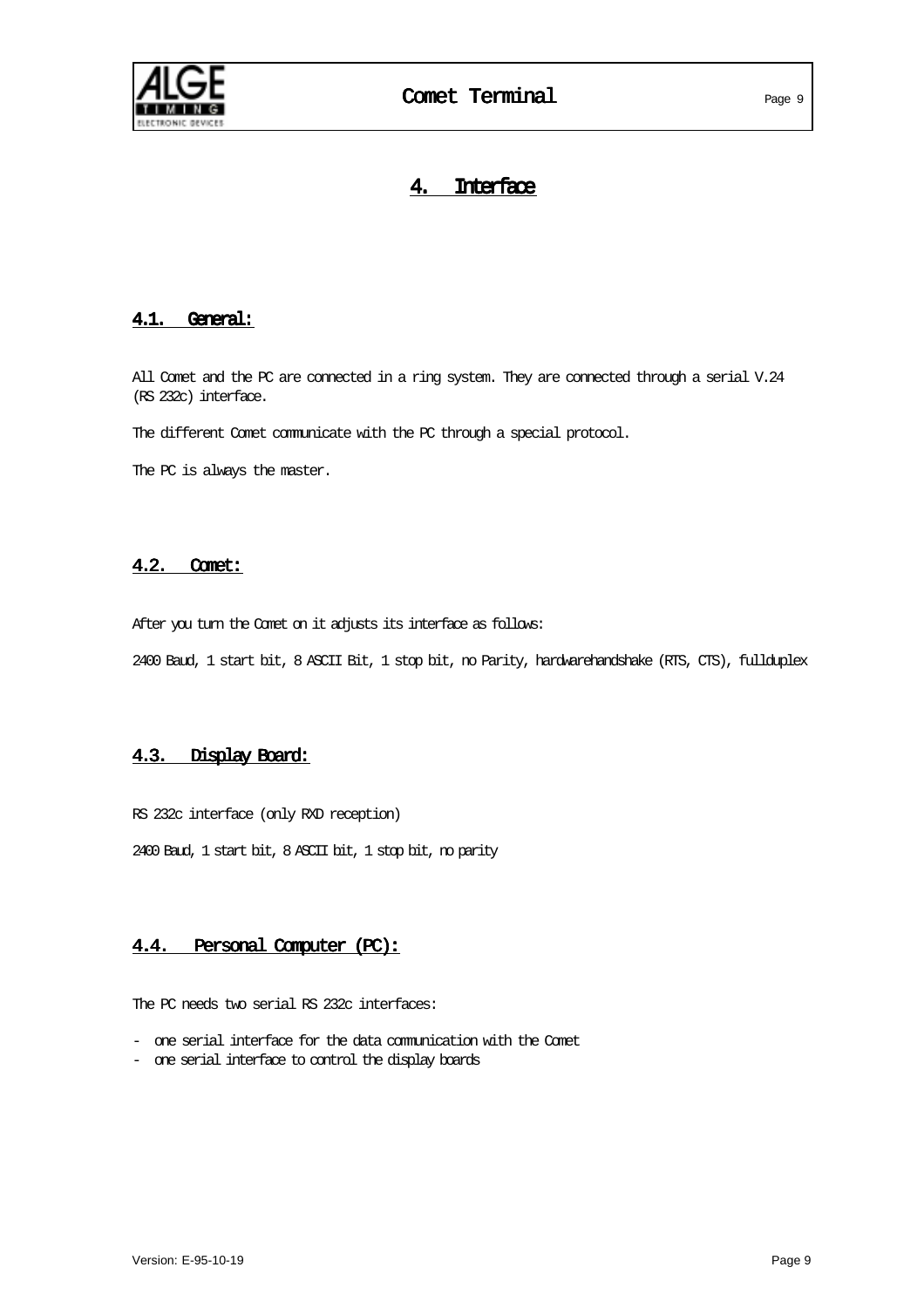# 4. Interface

## 4.1. General:

All Comet and the PC are connected in a ring system. They are connected through a serial V.24 (RS 232c) interface.

The different Comet communicate with the PC through a special protocol.

The PC is always the master.

## 4.2. Comet:

After you turn the Comet on it adjusts its interface as follows:

2400 Baud, 1 start bit, 8 ASCII Bit, 1 stop bit, no Parity, hardwarehandshake (RTS, CTS), fullduplex

## 4.3. Display Board:

RS 232c interface (only RXD reception)

2400 Baud, 1 start bit, 8 ASCII bit, 1 stop bit, no parity

## 4.4. Personal Computer (PC):

The PC needs two serial RS 232c interfaces:

- one serial interface for the data communication with the Comet
- one serial interface to control the display boards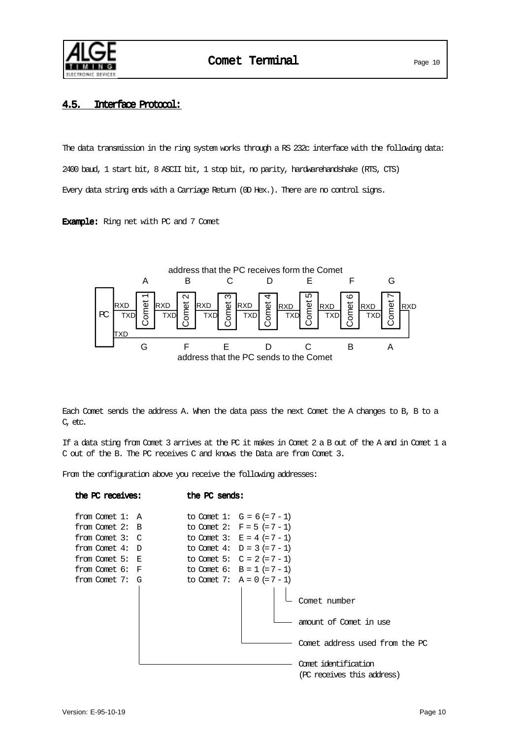## 4.5. Interface Protocol:

The data transmission in the ring system works through a RS 232c interface with the following data:

2400 baud, 1 start bit, 8 ASCII bit, 1 stop bit, no parity, hardwarehandshake (RTS, CTS)

Every data string ends with a Carriage Return (0D Hex.). There are no control signs.

**Example:** Ring net with PC and 7 Comet

address that the PC receives form the Comet

| | Comet 1 | Comet 2 | Comet 3 | Comet 4 | Comet 5 | Comet 6 | Comet 7 |
|---|---|---|---|---|---|---|---|
| address that the PC receives form the Comet | A | B | C | D | E | F | G |
| address that the PC sends to the Comet | G | F | E | D | C | B | A |

Each Comet sends the address A. When the data pass the next Comet the A changes to B, B to a C, etc.

If a data sting from Comet 3 arrives at the PC it makes in Comet 2 a B out of the A and in Comet 1 a C out of the B. The PC receives C and knows the Data are from Comet 3.

From the configuration above you receive the following addresses:

| **the PC receives:** | **the PC sends:** |
|---|---|
| from Comet 1: A | to Comet 1: G = 6 (= 7 - 1) |
| from Comet 2: B | to Comet 2: F = 5 (= 7 - 1) |
| from Comet 3: C | to Comet 3: E = 4 (= 7 - 1) |
| from Comet 4: D | to Comet 4: D = 3 (= 7 - 1) |
| from Comet 5: E | to Comet 5: C = 2 (= 7 - 1) |
| from Comet 6: F | to Comet 6: B = 1 (= 7 - 1) |
| from Comet 7: G | to Comet 7: A = 0 (= 7 - 1) |

- Comet number
- amount of Comet in use
- Comet address used from the PC
- Comet identification (PC receives this address)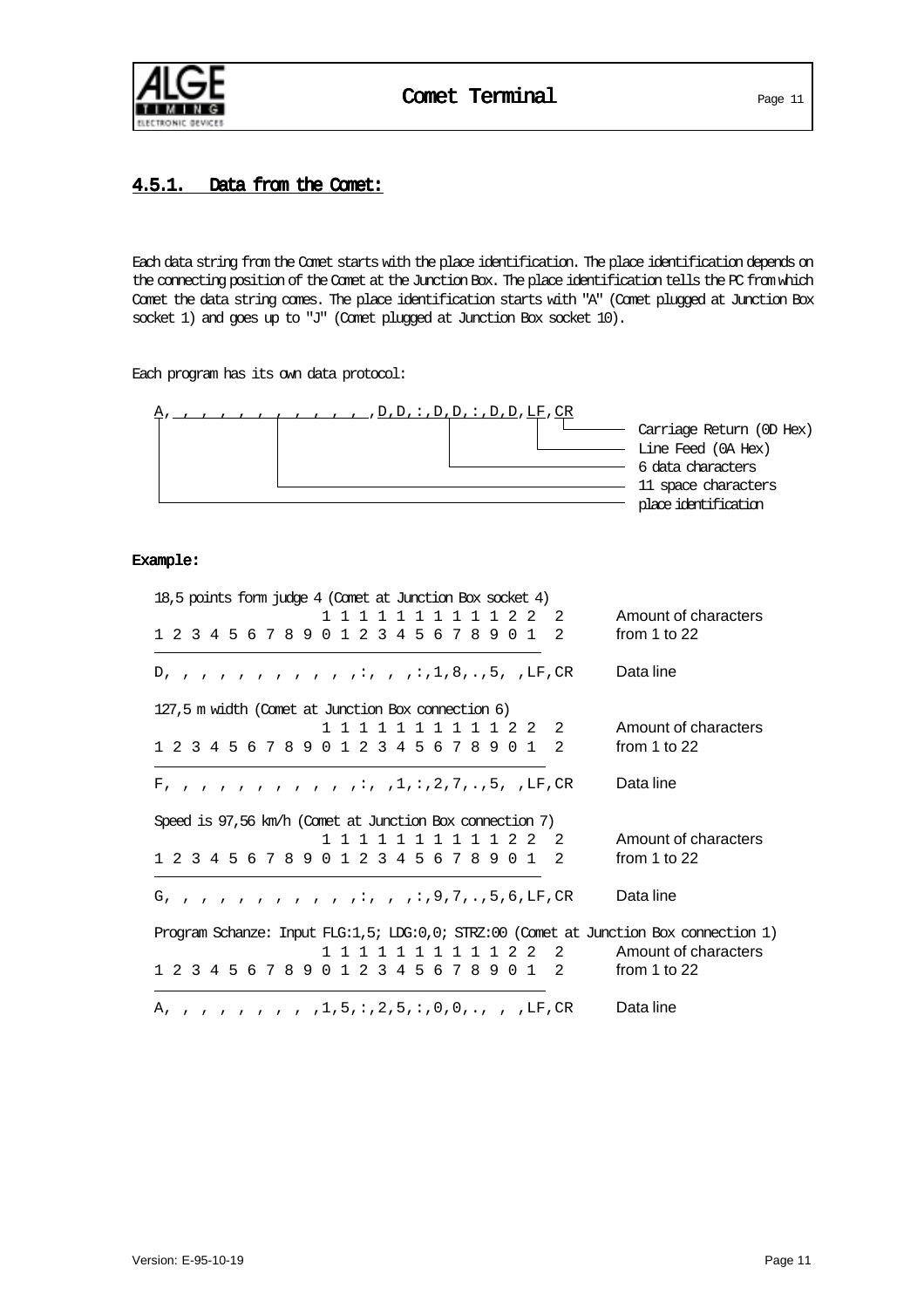## 4.5.1. Data from the Comet:

Each data string from the Comet starts with the place identification. The place identification depends on the connecting position of the Comet at the Junction Box. The place identification tells the PC from which Comet the data string comes. The place identification starts with "A" (Comet plugged at Junction Box socket 1) and goes up to "J" (Comet plugged at Junction Box socket 10).

Each program has its own data protocol:

```
A, , , , , , , , , , , ,D,D,:,D,D,:,D,D,LF,CR
                                          └─── Carriage Return (0D Hex)
                                       ────── Line Feed (0A Hex)
                                      ─────── 6 data characters
                                      ─────── 11 space characters
                                      ─────── place identification
```

**Example:**

```
18,5 points form judge 4 (Comet at Junction Box socket 4)
                  1 1 1 1 1 1 1 1 1 1 2 2  2     Amount of characters
1 2 3 4 5 6 7 8 9 0 1 2 3 4 5 6 7 8 9 0 1  2     from 1 to 22

D, , , , , , , , , , , ,:, , ,:,1,8,.,5, ,LF,CR  Data line

127,5 m width (Comet at Junction Box connection 6)
                  1 1 1 1 1 1 1 1 1 1 2 2  2     Amount of characters
1 2 3 4 5 6 7 8 9 0 1 2 3 4 5 6 7 8 9 0 1  2     from 1 to 22

F, , , , , , , , , , , ,:, ,1,:,2,7,.,5, ,LF,CR  Data line

Speed is 97,56 km/h (Comet at Junction Box connection 7)
                  1 1 1 1 1 1 1 1 1 1 2 2  2     Amount of characters
1 2 3 4 5 6 7 8 9 0 1 2 3 4 5 6 7 8 9 0 1  2     from 1 to 22

G, , , , , , , , , , , ,:, , ,:,9,7,.,5,6,LF,CR  Data line

Program Schanze: Input FLG:1,5; LDG:0,0; STRZ:00 (Comet at Junction Box connection 1)
                  1 1 1 1 1 1 1 1 1 1 2 2  2     Amount of characters
1 2 3 4 5 6 7 8 9 0 1 2 3 4 5 6 7 8 9 0 1  2     from 1 to 22

A, , , , , , , , , ,1,5,:,2,5,:,0,0,., , ,LF,CR  Data line
```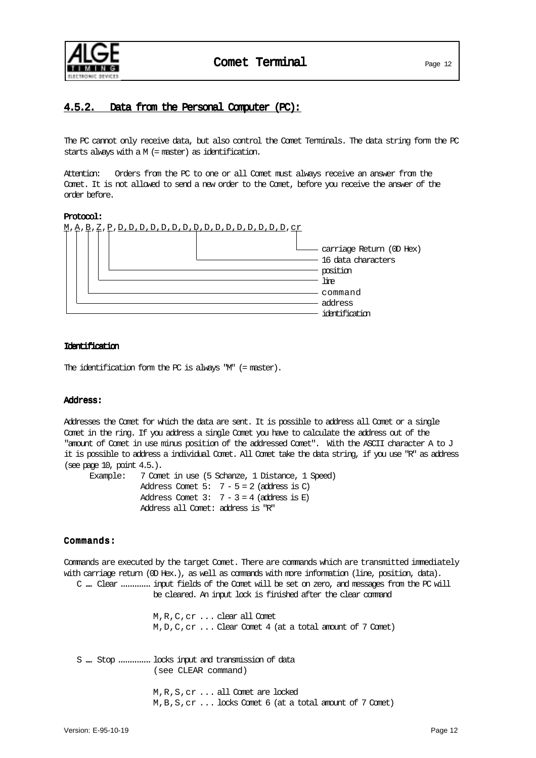## 4.5.2. Data from the Personal Computer (PC):

The PC cannot only receive data, but also control the Comet Terminals. The data string form the PC starts always with a M (= master) as identification.

Attention: Orders from the PC to one or all Comet must always receive an answer from the Comet. It is not allowed to send a new order to the Comet, before you receive the answer of the order before.

**Protocol:**

```
M,A,B,Z,P,D,D,D,D,D,D,D,D,D,D,D,D,D,D,D,D,cr
```

- cr: carriage Return (0D Hex)
- D: 16 data characters
- P: position
- Z: line
- B: command
- A: address
- M: identification

**Identification**

The identification form the PC is always "M" (= master).

**Address:**

Addresses the Comet for which the data are sent. It is possible to address all Comet or a single Comet in the ring. If you address a single Comet you have to calculate the address out of the "amount of Comet in use minus position of the addressed Comet". With the ASCII character A to J it is possible to address a individual Comet. All Comet take the data string, if you use "R" as address (see page 10, point 4.5.).

Example: 7 Comet in use (5 Schanze, 1 Distance, 1 Speed)
Address Comet 5: 7 - 5 = 2 (address is C)
Address Comet 3: 7 - 3 = 4 (address is E)
Address all Comet: address is "R"

**Commands:**

Commands are executed by the target Comet. There are commands which are transmitted immediately with carriage return (0D Hex.), as well as commands with more information (line, position, data).

C .... Clear ............ input fields of the Comet will be set on zero, and messages from the PC will be cleared. An input lock is finished after the clear command

M,R,C,cr ... clear all Comet
M,D,C,cr ... Clear Comet 4 (at a total amount of 7 Comet)

S .... Stop ............. locks input and transmission of data (see CLEAR command)

M,R,S,cr ... all Comet are locked
M,B,S,cr ... locks Comet 6 (at a total amount of 7 Comet)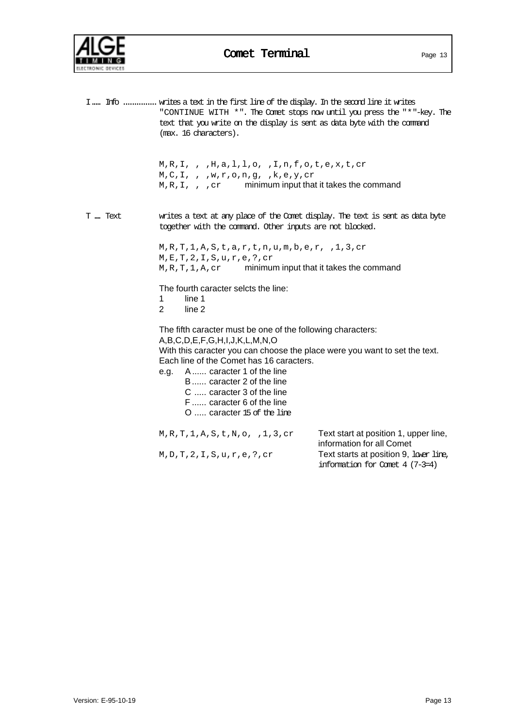**I ..... Info** ............... writes a text in the first line of the display. In the second line it writes "CONTINUE WITH *". The Comet stops now until you press the "*"-key. The text that you write on the display is sent as data byte with the command (max. 16 characters).

```
M,R,I, , ,H,a,l,l,o, ,I,n,f,o,t,e,x,t,cr
M,C,I, , ,w,r,o,n,g, ,k,e,y,cr
M,R,I, , ,cr
```
`M,R,I, , ,cr` minimum input that it takes the command

**T .... Text** writes a text at any place of the Comet display. The text is sent as data byte together with the command. Other inputs are not blocked.

```
M,R,T,1,A,S,t,a,r,t,n,u,m,b,e,r, ,1,3,cr
M,E,T,2,I,S,u,r,e,?,cr
M,R,T,1,A,cr
```
`M,R,T,1,A,cr` minimum input that it takes the command

The fourth caracter selcts the line:

1 line 1
2 line 2

The fifth caracter must be one of the following characters:
A,B,C,D,E,F,G,H,I,J,K,L,M,N,O
With this caracter you can choose the place were you want to set the text. Each line of the Comet has 16 caracters.

e.g.
- A ...... caracter 1 of the line
- B ...... caracter 2 of the line
- C ..... caracter 3 of the line
- F ...... caracter 6 of the line
- O ..... caracter 15 of the line

| | |
|---|---|
| `M,R,T,1,A,S,t,N,o, ,1,3,cr` | Text start at position 1, upper line, information for all Comet |
| `M,D,T,2,I,S,u,r,e,?,cr` | Text starts at position 9, lower line, information for Comet 4 (7-3=4) |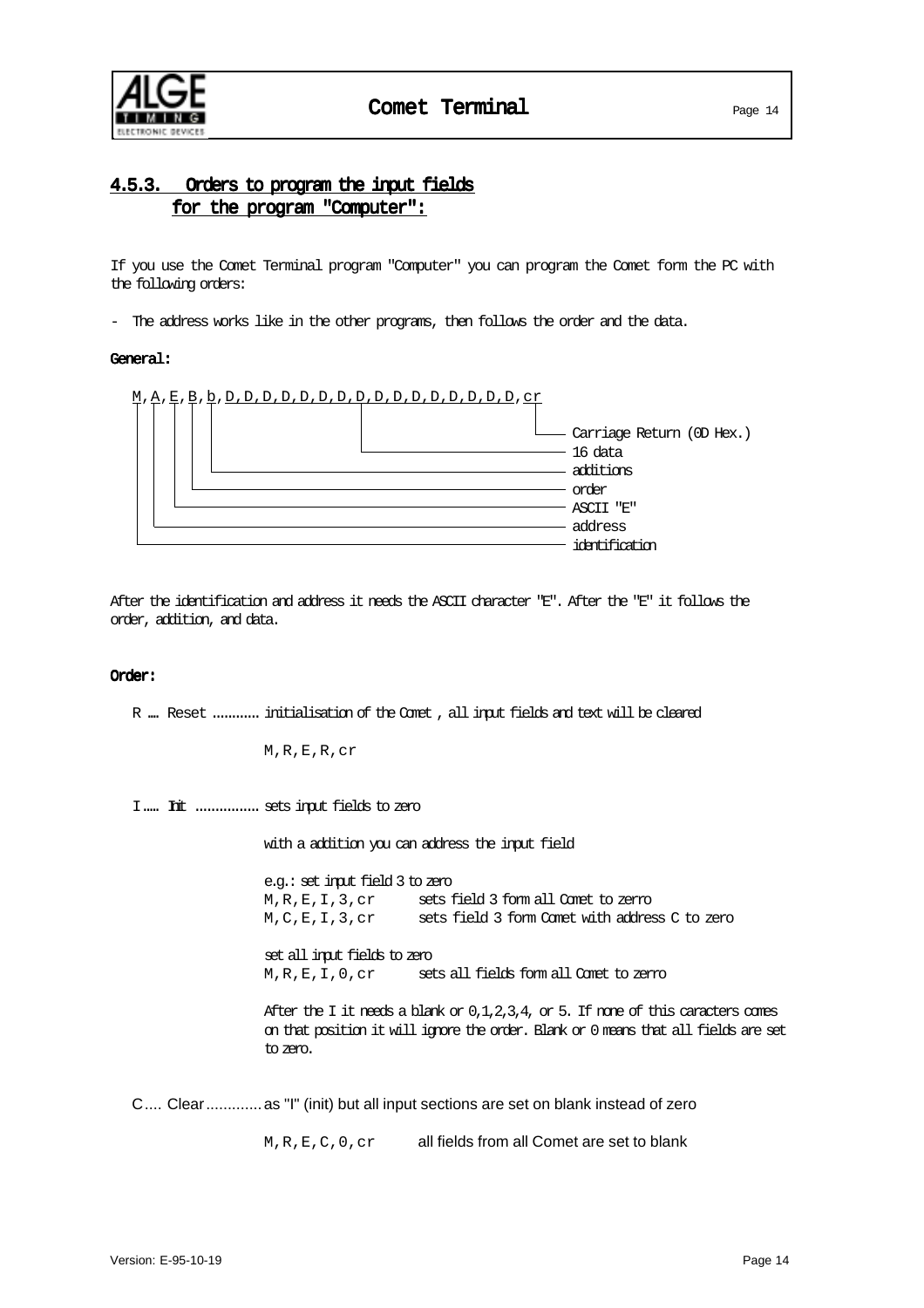## 4.5.3. Orders to program the input fields for the program "Computer":

If you use the Comet Terminal program "Computer" you can program the Comet form the PC with the following orders:

- The address works like in the other programs, then follows the order and the data.

**General:**

```
M,A,E,B,b,D,D,D,D,D,D,D,D,D,D,D,D,D,D,D,D,cr
```

- cr: Carriage Return (0D Hex.)
- D (×16): 16 data
- b: additions
- B: order
- E: ASCII "E"
- A: address
- M: identification

After the identification and address it needs the ASCII character "E". After the "E" it follows the order, addition, and data.

**Order:**

R .... Reset ............ initialisation of the Comet , all input fields and text will be cleared

```
M,R,E,R,cr
```

I ..... Init ................ sets input fields to zero

with a addition you can address the input field

e.g.: set input field 3 to zero

```
M,R,E,I,3,cr      sets field 3 form all Comet to zerro
M,C,E,I,3,cr      sets field 3 form Comet with address C to zero
```

set all input fields to zero

```
M,R,E,I,0,cr      sets all fields form all Comet to zerro
```

After the I it needs a blank or 0,1,2,3,4, or 5. If none of this caracters comes on that position it will ignore the order. Blank or 0 means that all fields are set to zero.

C .... Clear ............. as "I" (init) but all input sections are set on blank instead of zero

```
M,R,E,C,0,cr      all fields from all Comet are set to blank
```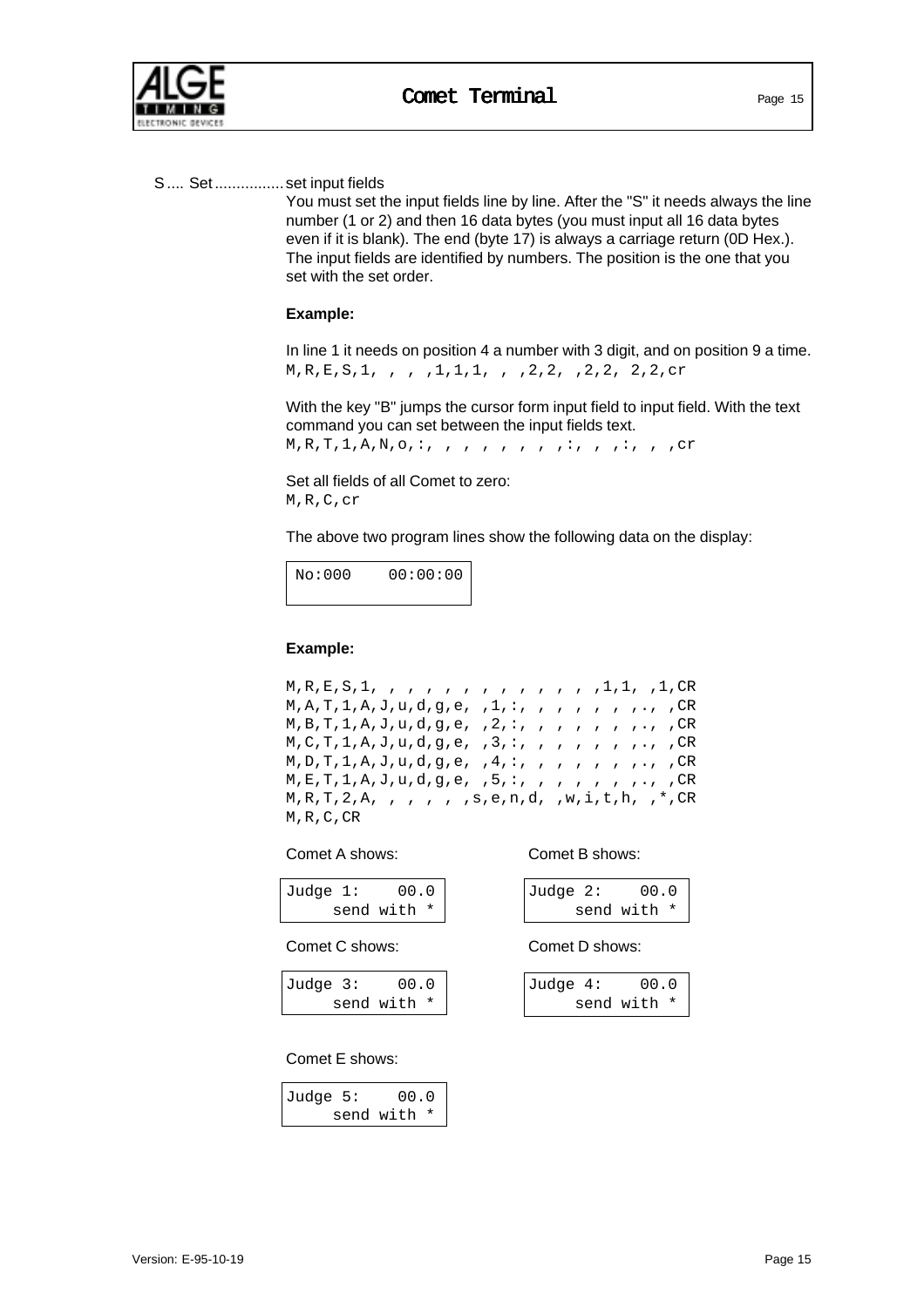S .... Set ................ set input fields

You must set the input fields line by line. After the "S" it needs always the line number (1 or 2) and then 16 data bytes (you must input all 16 data bytes even if it is blank). The end (byte 17) is always a carriage return (0D Hex.). The input fields are identified by numbers. The position is the one that you set with the set order.

**Example:**

In line 1 it needs on position 4 a number with 3 digit, and on position 9 a time.

```
M,R,E,S,1, , , ,1,1,1, , ,2,2, ,2,2, 2,2,cr
```

With the key "B" jumps the cursor form input field to input field. With the text command you can set between the input fields text.

```
M,R,T,1,A,N,o,:, , , , , , , ,:, , ,:, , ,cr
```

Set all fields of all Comet to zero:

```
M,R,C,cr
```

The above two program lines show the following data on the display:

```
No:000    00:00:00
```

**Example:**

```
M,R,E,S,1, , , , , , , , , , , ,1,1, ,1,CR
M,A,T,1,A,J,u,d,g,e, ,1,:, , , , , , ,., ,CR
M,B,T,1,A,J,u,d,g,e, ,2,:, , , , , , ,., ,CR
M,C,T,1,A,J,u,d,g,e, ,3,:, , , , , , ,., ,CR
M,D,T,1,A,J,u,d,g,e, ,4,:, , , , , , ,., ,CR
M,E,T,1,A,J,u,d,g,e, ,5,:, , , , , , ,., ,CR
M,R,T,2,A, , , , , ,s,e,n,d, ,w,i,t,h, ,*,CR
M,R,C,CR
```

Comet A shows:

```
Judge 1:    00.0
     send with *
```

Comet B shows:

```
Judge 2:    00.0
     send with *
```

Comet C shows:

```
Judge 3:    00.0
     send with *
```

Comet D shows:

```
Judge 4:    00.0
     send with *
```

Comet E shows:

```
Judge 5:    00.0
     send with *
```